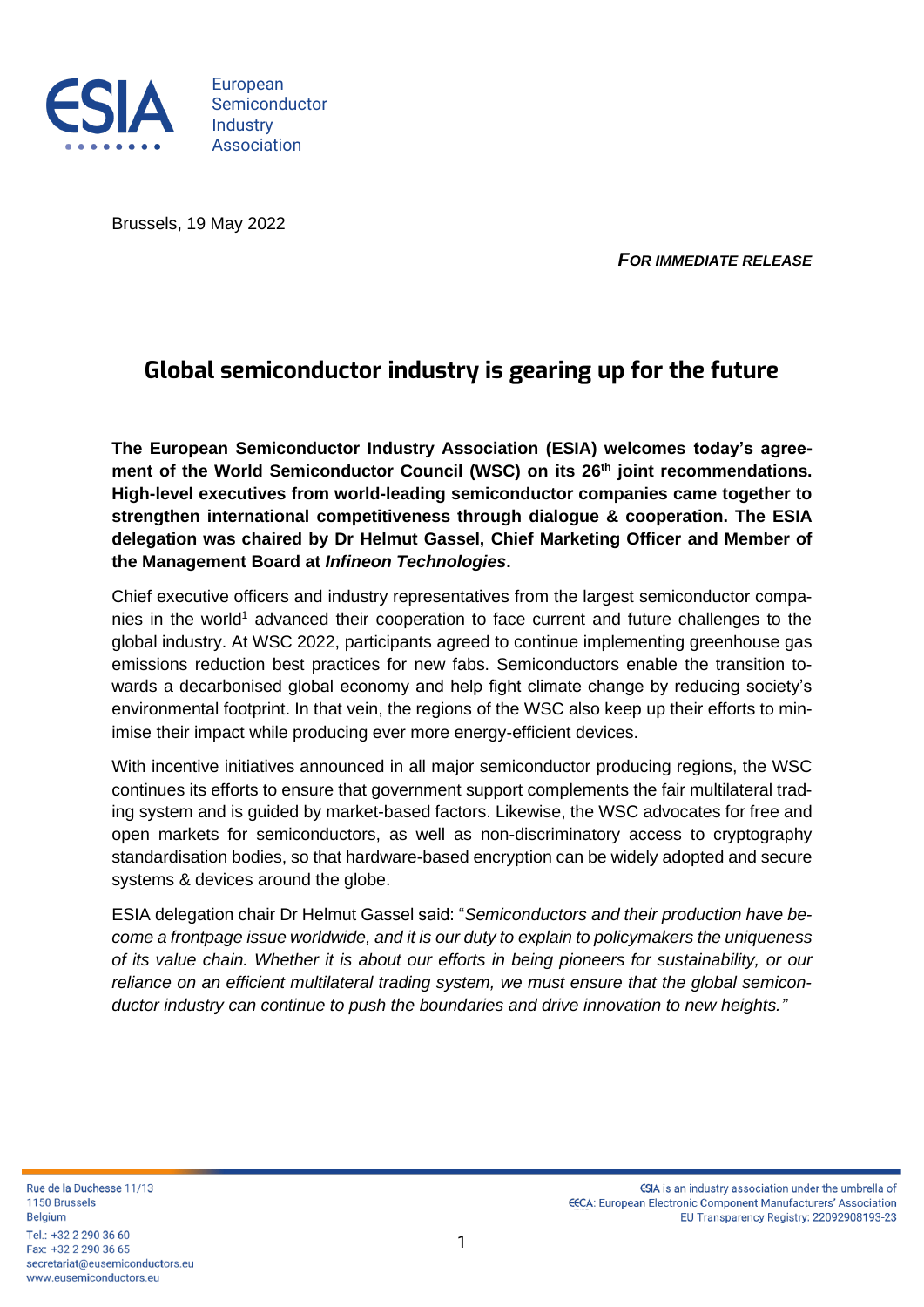European Semiconductor Industry Association

Brussels, 19 May 2022

***For Immediate Release***

# Global semiconductor industry is gearing up for the future

**The European Semiconductor Industry Association (ESIA) welcomes today's agreement of the World Semiconductor Council (WSC) on its 26th joint recommendations. High-level executives from world-leading semiconductor companies came together to strengthen international competitiveness through dialogue & cooperation. The ESIA delegation was chaired by Dr Helmut Gassel, Chief Marketing Officer and Member of the Management Board at *Infineon Technologies*.**

Chief executive officers and industry representatives from the largest semiconductor companies in the world[1] advanced their cooperation to face current and future challenges to the global industry. At WSC 2022, participants agreed to continue implementing greenhouse gas emissions reduction best practices for new fabs. Semiconductors enable the transition towards a decarbonised global economy and help fight climate change by reducing society's environmental footprint. In that vein, the regions of the WSC also keep up their efforts to minimise their impact while producing ever more energy-efficient devices.

With incentive initiatives announced in all major semiconductor producing regions, the WSC continues its efforts to ensure that government support complements the fair multilateral trading system and is guided by market-based factors. Likewise, the WSC advocates for free and open markets for semiconductors, as well as non-discriminatory access to cryptography standardisation bodies, so that hardware-based encryption can be widely adopted and secure systems & devices around the globe.

ESIA delegation chair Dr Helmut Gassel said: "*Semiconductors and their production have become a frontpage issue worldwide, and it is our duty to explain to policymakers the uniqueness of its value chain. Whether it is about our efforts in being pioneers for sustainability, or our reliance on an efficient multilateral trading system, we must ensure that the global semiconductor industry can continue to push the boundaries and drive innovation to new heights.*"

Rue de la Duchesse 11/13
1150 Brussels
Belgium
Tel.: +32 2 290 36 60
Fax: +32 2 290 36 65
secretariat@eusemiconductors.eu
www.eusemiconductors.eu

ESIA is an industry association under the umbrella of EECA: European Electronic Component Manufacturers' Association
EU Transparency Registry: 22092908193-23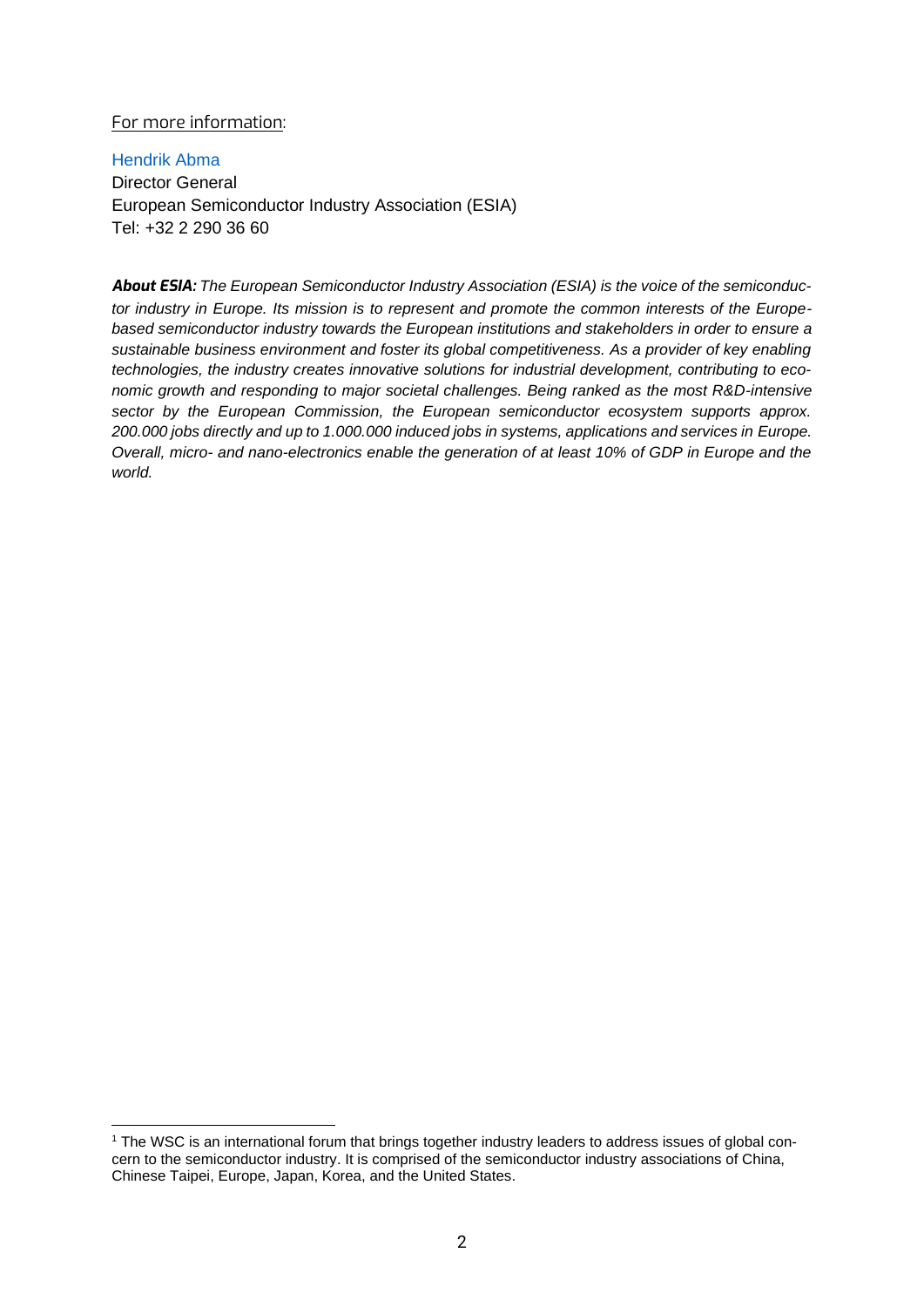For more information:

Hendrik Abma
Director General
European Semiconductor Industry Association (ESIA)
Tel: +32 2 290 36 60

***About ESIA:*** *The European Semiconductor Industry Association (ESIA) is the voice of the semiconductor industry in Europe. Its mission is to represent and promote the common interests of the Europe-based semiconductor industry towards the European institutions and stakeholders in order to ensure a sustainable business environment and foster its global competitiveness. As a provider of key enabling technologies, the industry creates innovative solutions for industrial development, contributing to economic growth and responding to major societal challenges. Being ranked as the most R&D-intensive sector by the European Commission, the European semiconductor ecosystem supports approx. 200.000 jobs directly and up to 1.000.000 induced jobs in systems, applications and services in Europe. Overall, micro- and nano-electronics enable the generation of at least 10% of GDP in Europe and the world.*

[1] The WSC is an international forum that brings together industry leaders to address issues of global concern to the semiconductor industry. It is comprised of the semiconductor industry associations of China, Chinese Taipei, Europe, Japan, Korea, and the United States.